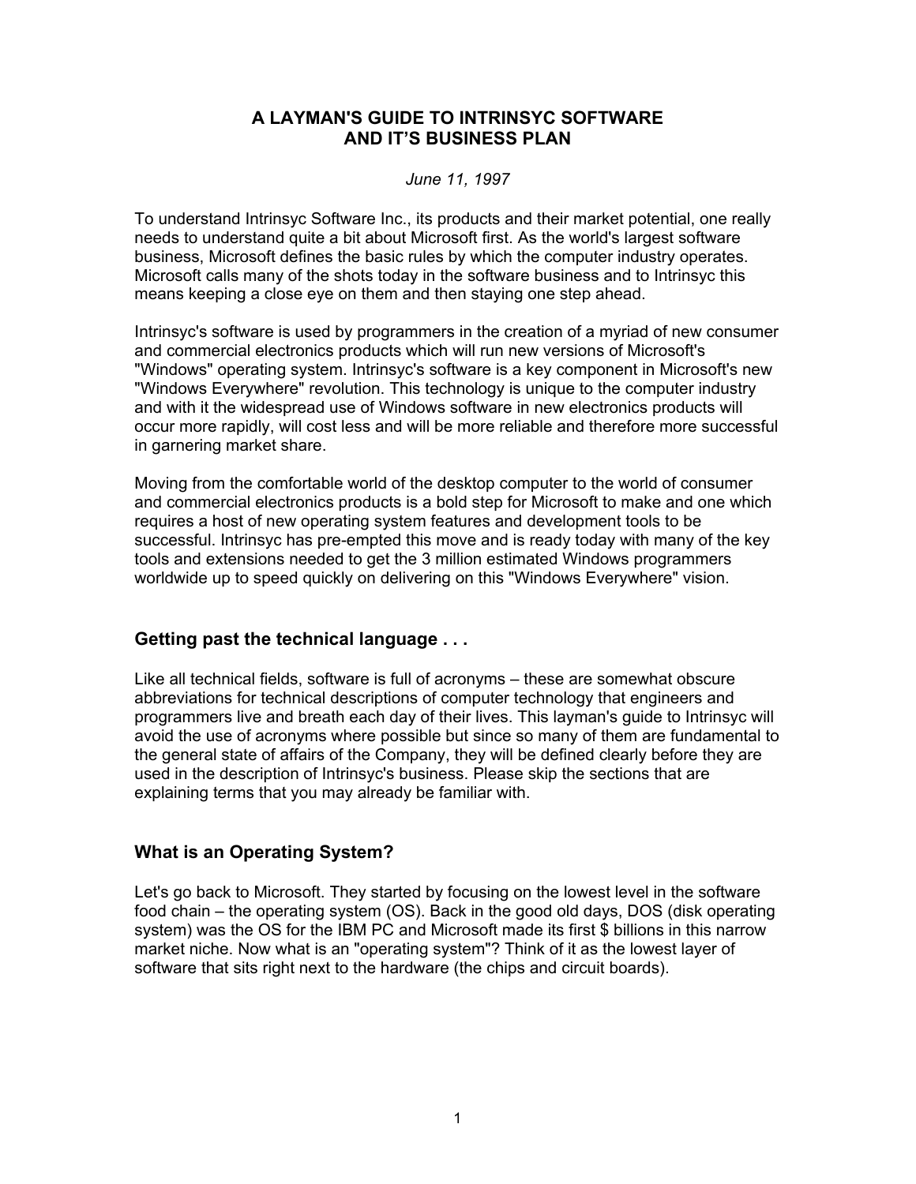# A LAYMAN'S GUIDE TO INTRINSYC SOFTWARE AND IT'S BUSINESS PLAN

*June 11, 1997*

To understand Intrinsyc Software Inc., its products and their market potential, one really needs to understand quite a bit about Microsoft first. As the world's largest software business, Microsoft defines the basic rules by which the computer industry operates. Microsoft calls many of the shots today in the software business and to Intrinsyc this means keeping a close eye on them and then staying one step ahead.

Intrinsyc's software is used by programmers in the creation of a myriad of new consumer and commercial electronics products which will run new versions of Microsoft's "Windows" operating system. Intrinsyc's software is a key component in Microsoft's new "Windows Everywhere" revolution. This technology is unique to the computer industry and with it the widespread use of Windows software in new electronics products will occur more rapidly, will cost less and will be more reliable and therefore more successful in garnering market share.

Moving from the comfortable world of the desktop computer to the world of consumer and commercial electronics products is a bold step for Microsoft to make and one which requires a host of new operating system features and development tools to be successful. Intrinsyc has pre-empted this move and is ready today with many of the key tools and extensions needed to get the 3 million estimated Windows programmers worldwide up to speed quickly on delivering on this "Windows Everywhere" vision.

## Getting past the technical language . . .

Like all technical fields, software is full of acronyms – these are somewhat obscure abbreviations for technical descriptions of computer technology that engineers and programmers live and breath each day of their lives. This layman's guide to Intrinsyc will avoid the use of acronyms where possible but since so many of them are fundamental to the general state of affairs of the Company, they will be defined clearly before they are used in the description of Intrinsyc's business. Please skip the sections that are explaining terms that you may already be familiar with.

## What is an Operating System?

Let's go back to Microsoft. They started by focusing on the lowest level in the software food chain – the operating system (OS). Back in the good old days, DOS (disk operating system) was the OS for the IBM PC and Microsoft made its first $ billions in this narrow market niche. Now what is an "operating system"? Think of it as the lowest layer of software that sits right next to the hardware (the chips and circuit boards).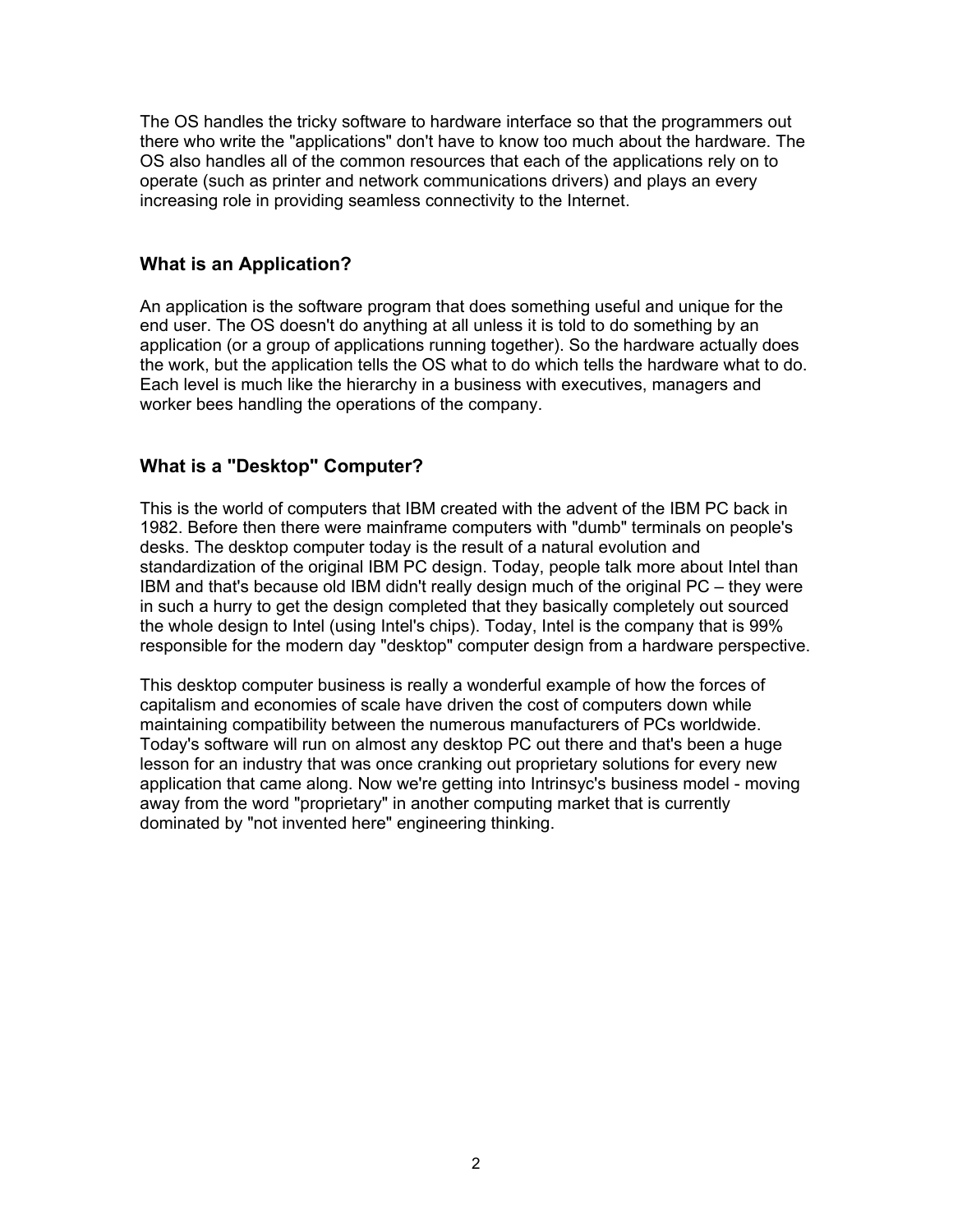The OS handles the tricky software to hardware interface so that the programmers out there who write the "applications" don't have to know too much about the hardware. The OS also handles all of the common resources that each of the applications rely on to operate (such as printer and network communications drivers) and plays an every increasing role in providing seamless connectivity to the Internet.

### What is an Application?

An application is the software program that does something useful and unique for the end user. The OS doesn't do anything at all unless it is told to do something by an application (or a group of applications running together). So the hardware actually does the work, but the application tells the OS what to do which tells the hardware what to do. Each level is much like the hierarchy in a business with executives, managers and worker bees handling the operations of the company.

### What is a "Desktop" Computer?

This is the world of computers that IBM created with the advent of the IBM PC back in 1982. Before then there were mainframe computers with "dumb" terminals on people's desks. The desktop computer today is the result of a natural evolution and standardization of the original IBM PC design. Today, people talk more about Intel than IBM and that's because old IBM didn't really design much of the original PC – they were in such a hurry to get the design completed that they basically completely out sourced the whole design to Intel (using Intel's chips). Today, Intel is the company that is 99% responsible for the modern day "desktop" computer design from a hardware perspective.

This desktop computer business is really a wonderful example of how the forces of capitalism and economies of scale have driven the cost of computers down while maintaining compatibility between the numerous manufacturers of PCs worldwide. Today's software will run on almost any desktop PC out there and that's been a huge lesson for an industry that was once cranking out proprietary solutions for every new application that came along. Now we're getting into Intrinsyc's business model - moving away from the word "proprietary" in another computing market that is currently dominated by "not invented here" engineering thinking.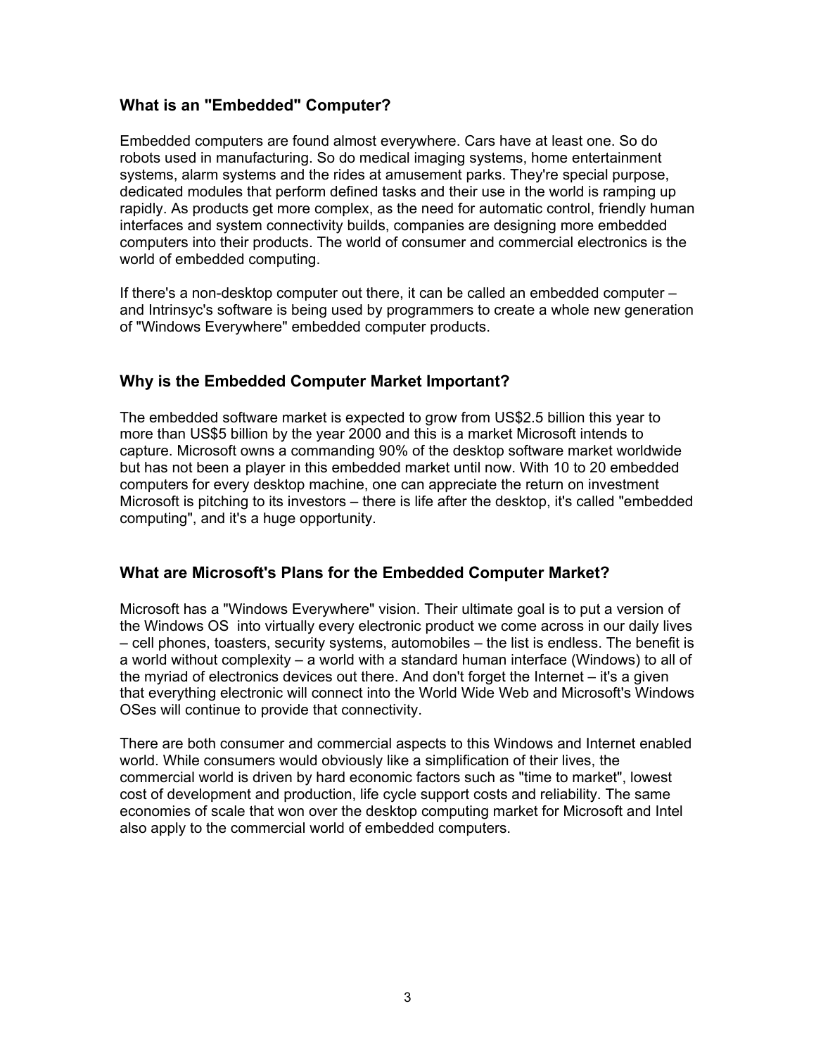### What is an "Embedded" Computer?

Embedded computers are found almost everywhere. Cars have at least one. So do robots used in manufacturing. So do medical imaging systems, home entertainment systems, alarm systems and the rides at amusement parks. They're special purpose, dedicated modules that perform defined tasks and their use in the world is ramping up rapidly. As products get more complex, as the need for automatic control, friendly human interfaces and system connectivity builds, companies are designing more embedded computers into their products. The world of consumer and commercial electronics is the world of embedded computing.

If there's a non-desktop computer out there, it can be called an embedded computer – and Intrinsyc's software is being used by programmers to create a whole new generation of "Windows Everywhere" embedded computer products.

### Why is the Embedded Computer Market Important?

The embedded software market is expected to grow from US$2.5 billion this year to more than US$5 billion by the year 2000 and this is a market Microsoft intends to capture. Microsoft owns a commanding 90% of the desktop software market worldwide but has not been a player in this embedded market until now. With 10 to 20 embedded computers for every desktop machine, one can appreciate the return on investment Microsoft is pitching to its investors – there is life after the desktop, it's called "embedded computing", and it's a huge opportunity.

### What are Microsoft's Plans for the Embedded Computer Market?

Microsoft has a "Windows Everywhere" vision. Their ultimate goal is to put a version of the Windows OS into virtually every electronic product we come across in our daily lives – cell phones, toasters, security systems, automobiles – the list is endless. The benefit is a world without complexity – a world with a standard human interface (Windows) to all of the myriad of electronics devices out there. And don't forget the Internet – it's a given that everything electronic will connect into the World Wide Web and Microsoft's Windows OSes will continue to provide that connectivity.

There are both consumer and commercial aspects to this Windows and Internet enabled world. While consumers would obviously like a simplification of their lives, the commercial world is driven by hard economic factors such as "time to market", lowest cost of development and production, life cycle support costs and reliability. The same economies of scale that won over the desktop computing market for Microsoft and Intel also apply to the commercial world of embedded computers.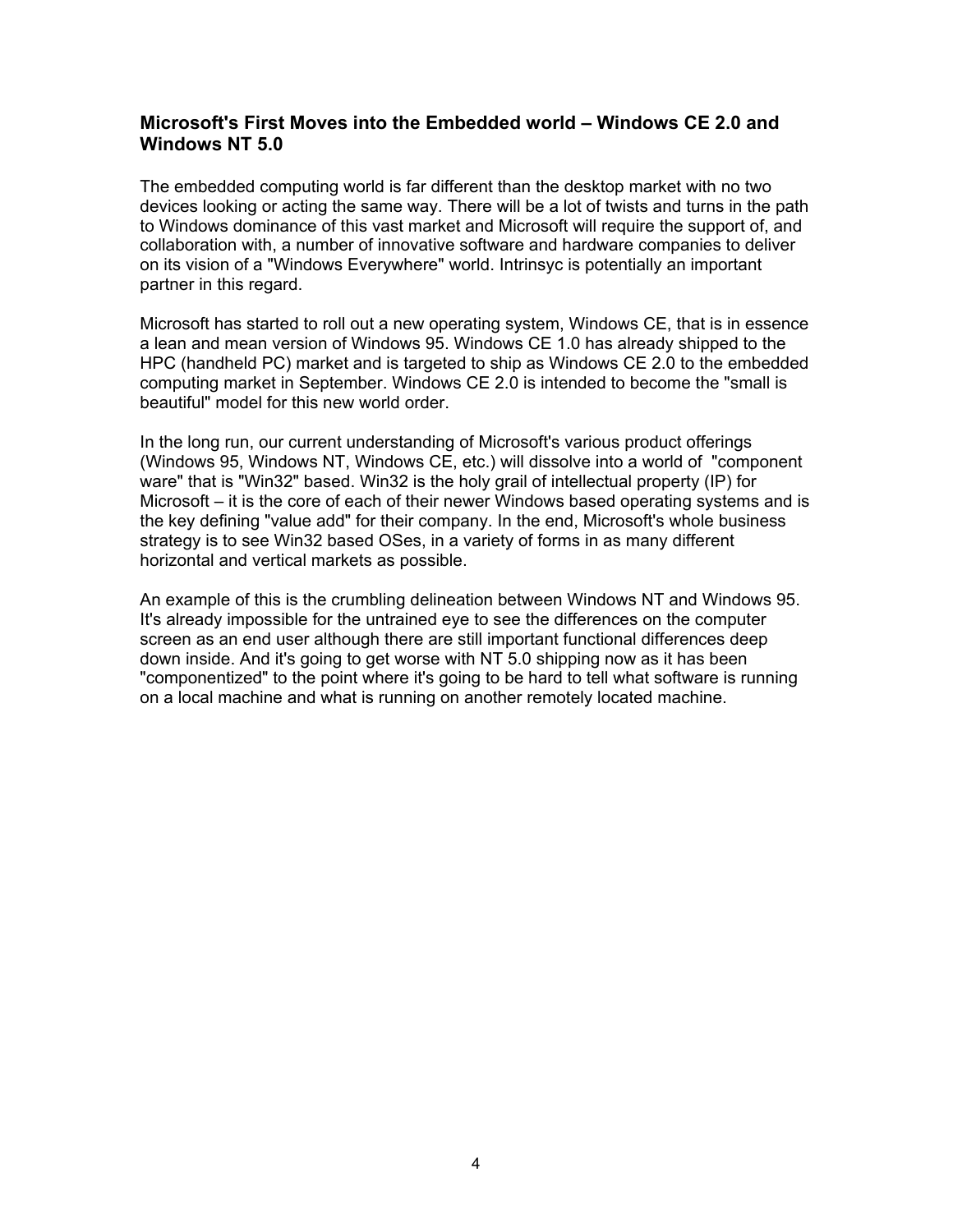## Microsoft's First Moves into the Embedded world – Windows CE 2.0 and Windows NT 5.0

The embedded computing world is far different than the desktop market with no two devices looking or acting the same way. There will be a lot of twists and turns in the path to Windows dominance of this vast market and Microsoft will require the support of, and collaboration with, a number of innovative software and hardware companies to deliver on its vision of a "Windows Everywhere" world. Intrinsyc is potentially an important partner in this regard.

Microsoft has started to roll out a new operating system, Windows CE, that is in essence a lean and mean version of Windows 95. Windows CE 1.0 has already shipped to the HPC (handheld PC) market and is targeted to ship as Windows CE 2.0 to the embedded computing market in September. Windows CE 2.0 is intended to become the "small is beautiful" model for this new world order.

In the long run, our current understanding of Microsoft's various product offerings (Windows 95, Windows NT, Windows CE, etc.) will dissolve into a world of "component ware" that is "Win32" based. Win32 is the holy grail of intellectual property (IP) for Microsoft – it is the core of each of their newer Windows based operating systems and is the key defining "value add" for their company. In the end, Microsoft's whole business strategy is to see Win32 based OSes, in a variety of forms in as many different horizontal and vertical markets as possible.

An example of this is the crumbling delineation between Windows NT and Windows 95. It's already impossible for the untrained eye to see the differences on the computer screen as an end user although there are still important functional differences deep down inside. And it's going to get worse with NT 5.0 shipping now as it has been "componentized" to the point where it's going to be hard to tell what software is running on a local machine and what is running on another remotely located machine.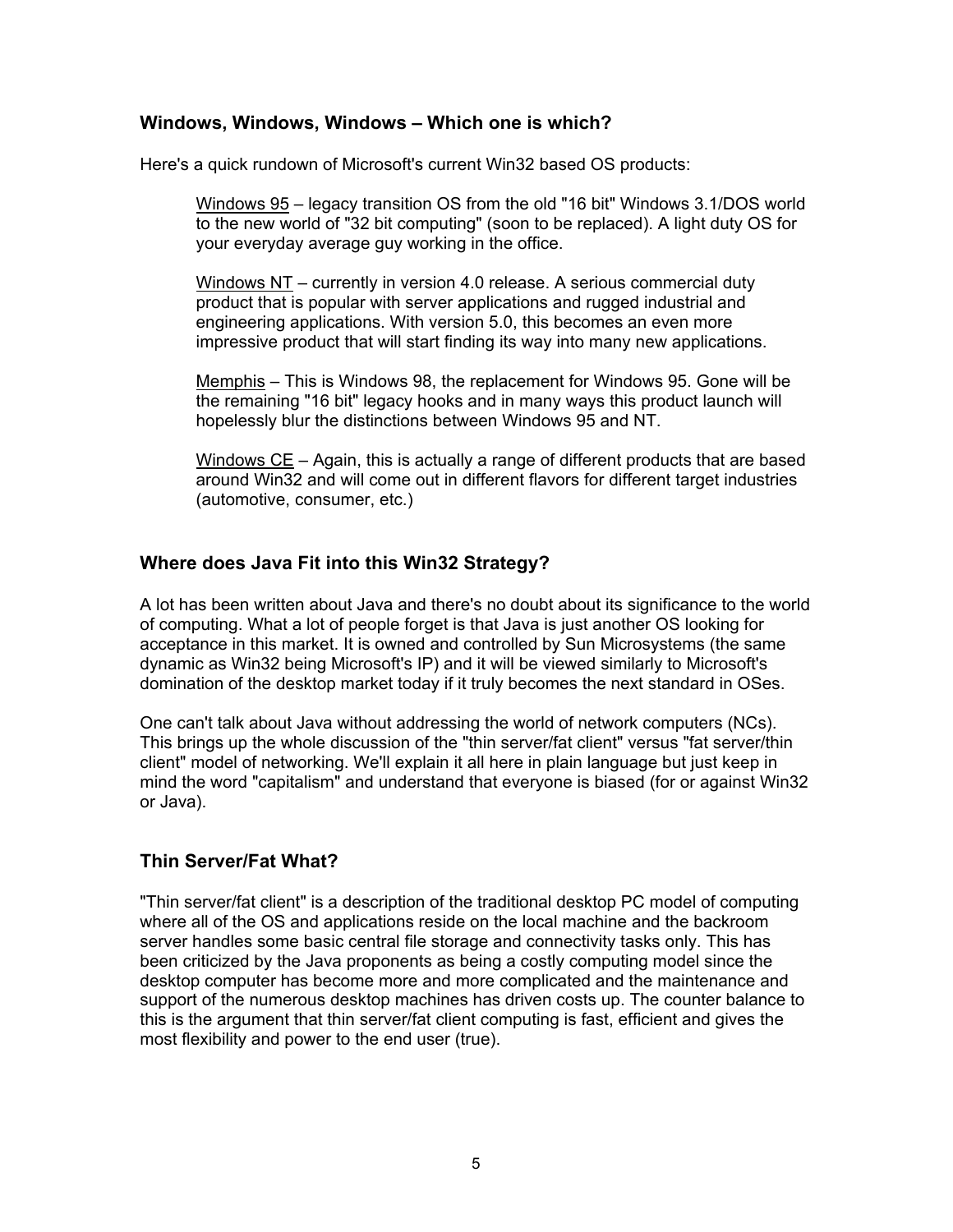### Windows, Windows, Windows – Which one is which?

Here's a quick rundown of Microsoft's current Win32 based OS products:

> Windows 95 – legacy transition OS from the old "16 bit" Windows 3.1/DOS world to the new world of "32 bit computing" (soon to be replaced). A light duty OS for your everyday average guy working in the office.
>
> Windows NT – currently in version 4.0 release. A serious commercial duty product that is popular with server applications and rugged industrial and engineering applications. With version 5.0, this becomes an even more impressive product that will start finding its way into many new applications.
>
> Memphis – This is Windows 98, the replacement for Windows 95. Gone will be the remaining "16 bit" legacy hooks and in many ways this product launch will hopelessly blur the distinctions between Windows 95 and NT.
>
> Windows CE – Again, this is actually a range of different products that are based around Win32 and will come out in different flavors for different target industries (automotive, consumer, etc.)

### Where does Java Fit into this Win32 Strategy?

A lot has been written about Java and there's no doubt about its significance to the world of computing. What a lot of people forget is that Java is just another OS looking for acceptance in this market. It is owned and controlled by Sun Microsystems (the same dynamic as Win32 being Microsoft's IP) and it will be viewed similarly to Microsoft's domination of the desktop market today if it truly becomes the next standard in OSes.

One can't talk about Java without addressing the world of network computers (NCs). This brings up the whole discussion of the "thin server/fat client" versus "fat server/thin client" model of networking. We'll explain it all here in plain language but just keep in mind the word "capitalism" and understand that everyone is biased (for or against Win32 or Java).

### Thin Server/Fat What?

"Thin server/fat client" is a description of the traditional desktop PC model of computing where all of the OS and applications reside on the local machine and the backroom server handles some basic central file storage and connectivity tasks only. This has been criticized by the Java proponents as being a costly computing model since the desktop computer has become more and more complicated and the maintenance and support of the numerous desktop machines has driven costs up. The counter balance to this is the argument that thin server/fat client computing is fast, efficient and gives the most flexibility and power to the end user (true).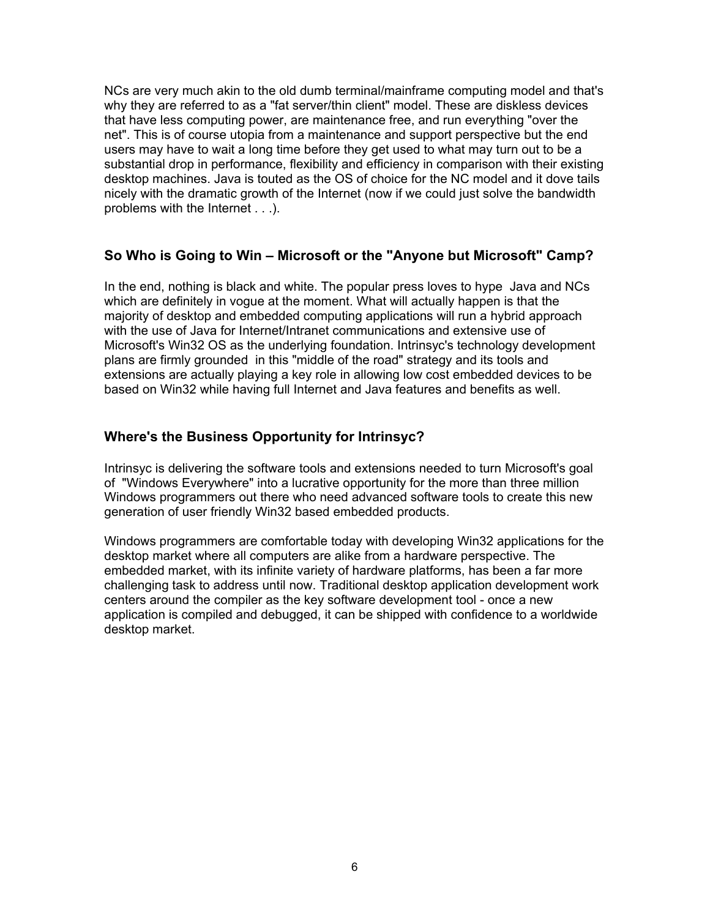NCs are very much akin to the old dumb terminal/mainframe computing model and that's why they are referred to as a "fat server/thin client" model. These are diskless devices that have less computing power, are maintenance free, and run everything "over the net". This is of course utopia from a maintenance and support perspective but the end users may have to wait a long time before they get used to what may turn out to be a substantial drop in performance, flexibility and efficiency in comparison with their existing desktop machines. Java is touted as the OS of choice for the NC model and it dove tails nicely with the dramatic growth of the Internet (now if we could just solve the bandwidth problems with the Internet . . .).

### So Who is Going to Win – Microsoft or the "Anyone but Microsoft" Camp?

In the end, nothing is black and white. The popular press loves to hype Java and NCs which are definitely in vogue at the moment. What will actually happen is that the majority of desktop and embedded computing applications will run a hybrid approach with the use of Java for Internet/Intranet communications and extensive use of Microsoft's Win32 OS as the underlying foundation. Intrinsyc's technology development plans are firmly grounded in this "middle of the road" strategy and its tools and extensions are actually playing a key role in allowing low cost embedded devices to be based on Win32 while having full Internet and Java features and benefits as well.

### Where's the Business Opportunity for Intrinsyc?

Intrinsyc is delivering the software tools and extensions needed to turn Microsoft's goal of "Windows Everywhere" into a lucrative opportunity for the more than three million Windows programmers out there who need advanced software tools to create this new generation of user friendly Win32 based embedded products.

Windows programmers are comfortable today with developing Win32 applications for the desktop market where all computers are alike from a hardware perspective. The embedded market, with its infinite variety of hardware platforms, has been a far more challenging task to address until now. Traditional desktop application development work centers around the compiler as the key software development tool - once a new application is compiled and debugged, it can be shipped with confidence to a worldwide desktop market.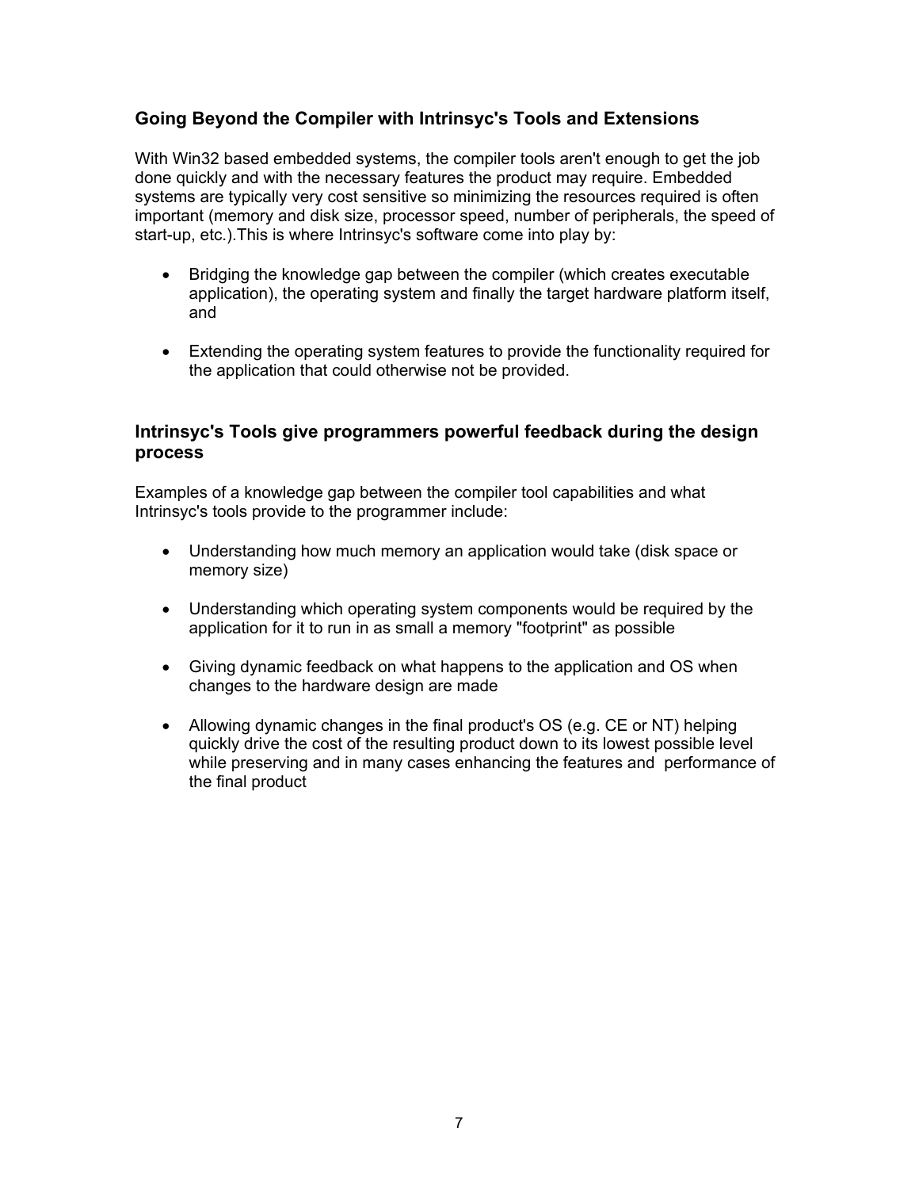## Going Beyond the Compiler with Intrinsyc's Tools and Extensions

With Win32 based embedded systems, the compiler tools aren't enough to get the job done quickly and with the necessary features the product may require. Embedded systems are typically very cost sensitive so minimizing the resources required is often important (memory and disk size, processor speed, number of peripherals, the speed of start-up, etc.).This is where Intrinsyc's software come into play by:

- Bridging the knowledge gap between the compiler (which creates executable application), the operating system and finally the target hardware platform itself, and

- Extending the operating system features to provide the functionality required for the application that could otherwise not be provided.

## Intrinsyc's Tools give programmers powerful feedback during the design process

Examples of a knowledge gap between the compiler tool capabilities and what Intrinsyc's tools provide to the programmer include:

- Understanding how much memory an application would take (disk space or memory size)

- Understanding which operating system components would be required by the application for it to run in as small a memory "footprint" as possible

- Giving dynamic feedback on what happens to the application and OS when changes to the hardware design are made

- Allowing dynamic changes in the final product's OS (e.g. CE or NT) helping quickly drive the cost of the resulting product down to its lowest possible level while preserving and in many cases enhancing the features and performance of the final product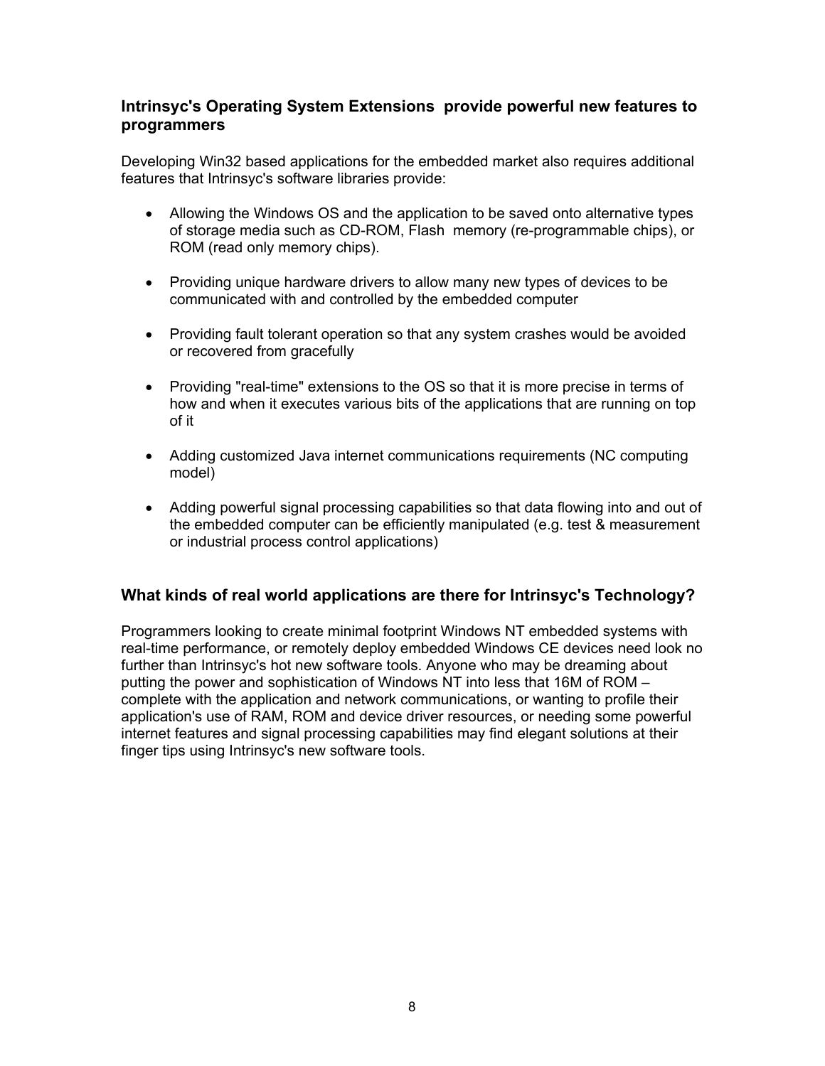## Intrinsyc's Operating System Extensions provide powerful new features to programmers

Developing Win32 based applications for the embedded market also requires additional features that Intrinsyc's software libraries provide:

- Allowing the Windows OS and the application to be saved onto alternative types of storage media such as CD-ROM, Flash memory (re-programmable chips), or ROM (read only memory chips).
- Providing unique hardware drivers to allow many new types of devices to be communicated with and controlled by the embedded computer
- Providing fault tolerant operation so that any system crashes would be avoided or recovered from gracefully
- Providing "real-time" extensions to the OS so that it is more precise in terms of how and when it executes various bits of the applications that are running on top of it
- Adding customized Java internet communications requirements (NC computing model)
- Adding powerful signal processing capabilities so that data flowing into and out of the embedded computer can be efficiently manipulated (e.g. test & measurement or industrial process control applications)

## What kinds of real world applications are there for Intrinsyc's Technology?

Programmers looking to create minimal footprint Windows NT embedded systems with real-time performance, or remotely deploy embedded Windows CE devices need look no further than Intrinsyc's hot new software tools. Anyone who may be dreaming about putting the power and sophistication of Windows NT into less that 16M of ROM – complete with the application and network communications, or wanting to profile their application's use of RAM, ROM and device driver resources, or needing some powerful internet features and signal processing capabilities may find elegant solutions at their finger tips using Intrinsyc's new software tools.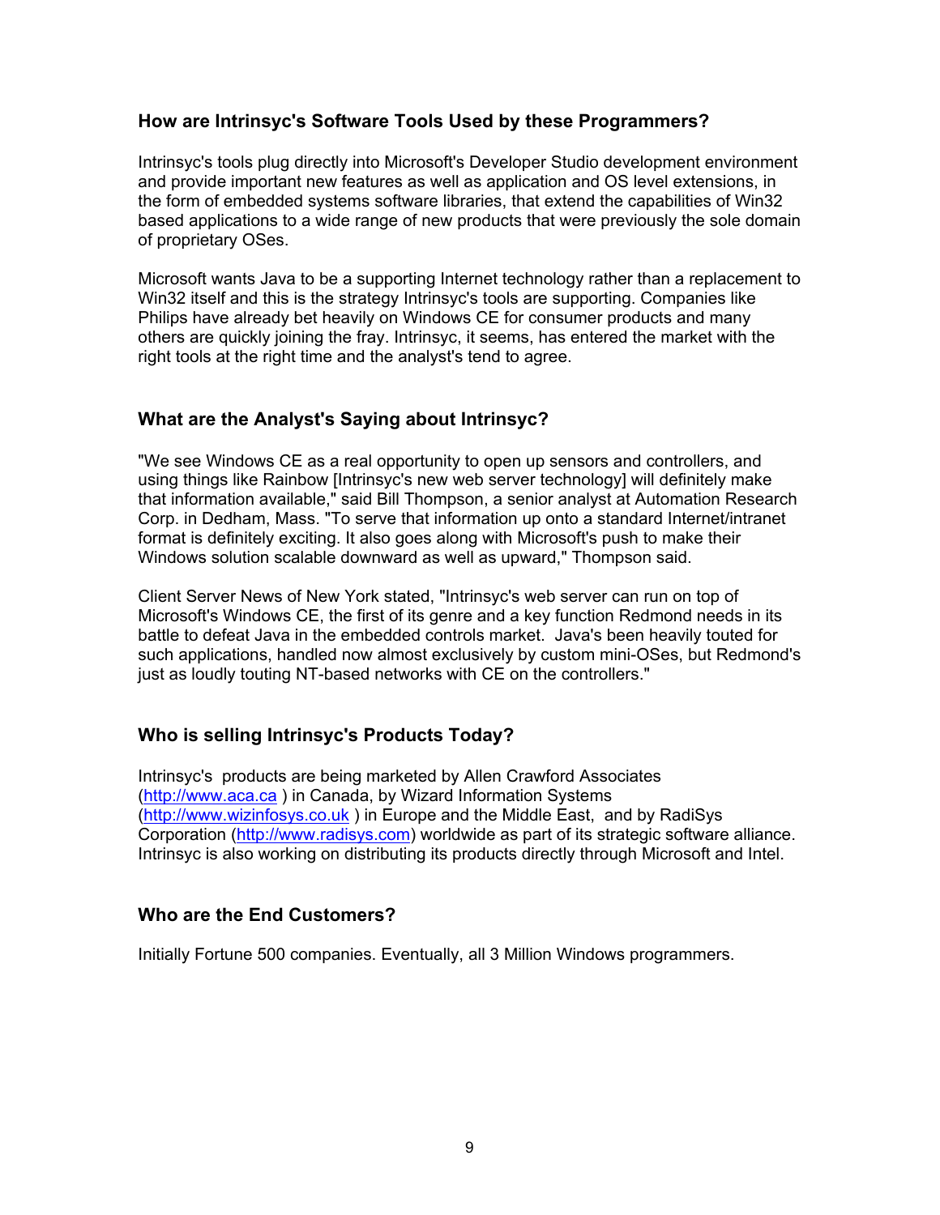### How are Intrinsyc's Software Tools Used by these Programmers?

Intrinsyc's tools plug directly into Microsoft's Developer Studio development environment and provide important new features as well as application and OS level extensions, in the form of embedded systems software libraries, that extend the capabilities of Win32 based applications to a wide range of new products that were previously the sole domain of proprietary OSes.

Microsoft wants Java to be a supporting Internet technology rather than a replacement to Win32 itself and this is the strategy Intrinsyc's tools are supporting. Companies like Philips have already bet heavily on Windows CE for consumer products and many others are quickly joining the fray. Intrinsyc, it seems, has entered the market with the right tools at the right time and the analyst's tend to agree.

### What are the Analyst's Saying about Intrinsyc?

"We see Windows CE as a real opportunity to open up sensors and controllers, and using things like Rainbow [Intrinsyc's new web server technology] will definitely make that information available," said Bill Thompson, a senior analyst at Automation Research Corp. in Dedham, Mass. "To serve that information up onto a standard Internet/intranet format is definitely exciting. It also goes along with Microsoft's push to make their Windows solution scalable downward as well as upward," Thompson said.

Client Server News of New York stated, "Intrinsyc's web server can run on top of Microsoft's Windows CE, the first of its genre and a key function Redmond needs in its battle to defeat Java in the embedded controls market. Java's been heavily touted for such applications, handled now almost exclusively by custom mini-OSes, but Redmond's just as loudly touting NT-based networks with CE on the controllers."

### Who is selling Intrinsyc's Products Today?

Intrinsyc's products are being marketed by Allen Crawford Associates (http://www.aca.ca ) in Canada, by Wizard Information Systems (http://www.wizinfosys.co.uk ) in Europe and the Middle East, and by RadiSys Corporation (http://www.radisys.com) worldwide as part of its strategic software alliance. Intrinsyc is also working on distributing its products directly through Microsoft and Intel.

### Who are the End Customers?

Initially Fortune 500 companies. Eventually, all 3 Million Windows programmers.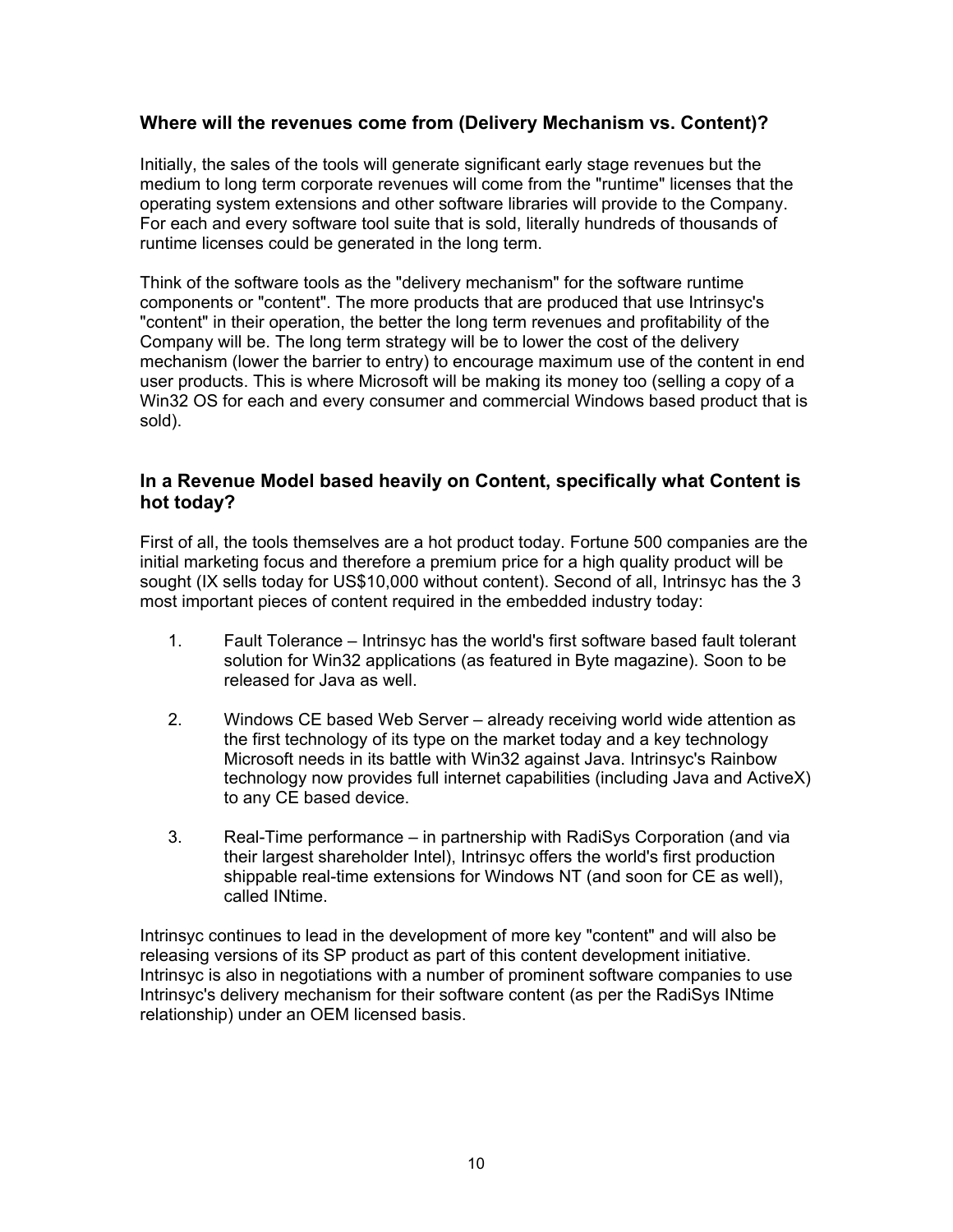### Where will the revenues come from (Delivery Mechanism vs. Content)?

Initially, the sales of the tools will generate significant early stage revenues but the medium to long term corporate revenues will come from the "runtime" licenses that the operating system extensions and other software libraries will provide to the Company. For each and every software tool suite that is sold, literally hundreds of thousands of runtime licenses could be generated in the long term.

Think of the software tools as the "delivery mechanism" for the software runtime components or "content". The more products that are produced that use Intrinsyc's "content" in their operation, the better the long term revenues and profitability of the Company will be. The long term strategy will be to lower the cost of the delivery mechanism (lower the barrier to entry) to encourage maximum use of the content in end user products. This is where Microsoft will be making its money too (selling a copy of a Win32 OS for each and every consumer and commercial Windows based product that is sold).

### In a Revenue Model based heavily on Content, specifically what Content is hot today?

First of all, the tools themselves are a hot product today. Fortune 500 companies are the initial marketing focus and therefore a premium price for a high quality product will be sought (IX sells today for US$10,000 without content). Second of all, Intrinsyc has the 3 most important pieces of content required in the embedded industry today:

1. Fault Tolerance – Intrinsyc has the world's first software based fault tolerant solution for Win32 applications (as featured in Byte magazine). Soon to be released for Java as well.

2. Windows CE based Web Server – already receiving world wide attention as the first technology of its type on the market today and a key technology Microsoft needs in its battle with Win32 against Java. Intrinsyc's Rainbow technology now provides full internet capabilities (including Java and ActiveX) to any CE based device.

3. Real-Time performance – in partnership with RadiSys Corporation (and via their largest shareholder Intel), Intrinsyc offers the world's first production shippable real-time extensions for Windows NT (and soon for CE as well), called INtime.

Intrinsyc continues to lead in the development of more key "content" and will also be releasing versions of its SP product as part of this content development initiative. Intrinsyc is also in negotiations with a number of prominent software companies to use Intrinsyc's delivery mechanism for their software content (as per the RadiSys INtime relationship) under an OEM licensed basis.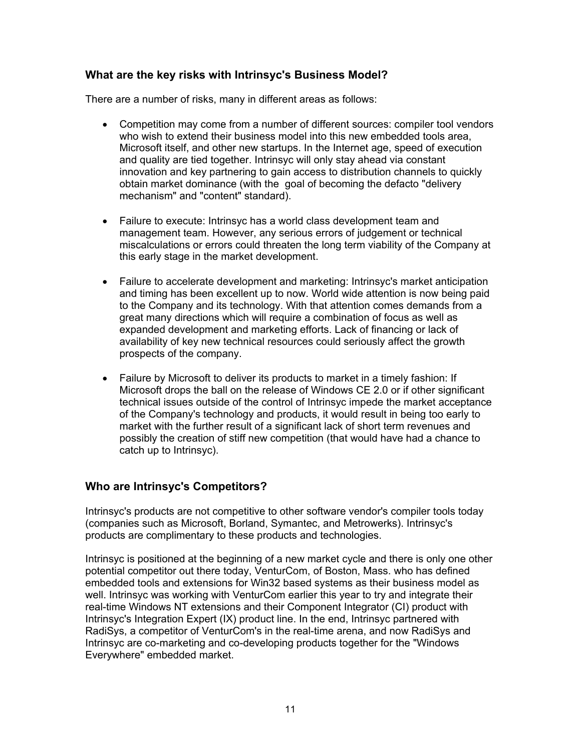## What are the key risks with Intrinsyc's Business Model?

There are a number of risks, many in different areas as follows:

- Competition may come from a number of different sources: compiler tool vendors who wish to extend their business model into this new embedded tools area, Microsoft itself, and other new startups. In the Internet age, speed of execution and quality are tied together. Intrinsyc will only stay ahead via constant innovation and key partnering to gain access to distribution channels to quickly obtain market dominance (with the goal of becoming the defacto "delivery mechanism" and "content" standard).

- Failure to execute: Intrinsyc has a world class development team and management team. However, any serious errors of judgement or technical miscalculations or errors could threaten the long term viability of the Company at this early stage in the market development.

- Failure to accelerate development and marketing: Intrinsyc's market anticipation and timing has been excellent up to now. World wide attention is now being paid to the Company and its technology. With that attention comes demands from a great many directions which will require a combination of focus as well as expanded development and marketing efforts. Lack of financing or lack of availability of key new technical resources could seriously affect the growth prospects of the company.

- Failure by Microsoft to deliver its products to market in a timely fashion: If Microsoft drops the ball on the release of Windows CE 2.0 or if other significant technical issues outside of the control of Intrinsyc impede the market acceptance of the Company's technology and products, it would result in being too early to market with the further result of a significant lack of short term revenues and possibly the creation of stiff new competition (that would have had a chance to catch up to Intrinsyc).

## Who are Intrinsyc's Competitors?

Intrinsyc's products are not competitive to other software vendor's compiler tools today (companies such as Microsoft, Borland, Symantec, and Metrowerks). Intrinsyc's products are complimentary to these products and technologies.

Intrinsyc is positioned at the beginning of a new market cycle and there is only one other potential competitor out there today, VenturCom, of Boston, Mass. who has defined embedded tools and extensions for Win32 based systems as their business model as well. Intrinsyc was working with VenturCom earlier this year to try and integrate their real-time Windows NT extensions and their Component Integrator (CI) product with Intrinsyc's Integration Expert (IX) product line. In the end, Intrinsyc partnered with RadiSys, a competitor of VenturCom's in the real-time arena, and now RadiSys and Intrinsyc are co-marketing and co-developing products together for the "Windows Everywhere" embedded market.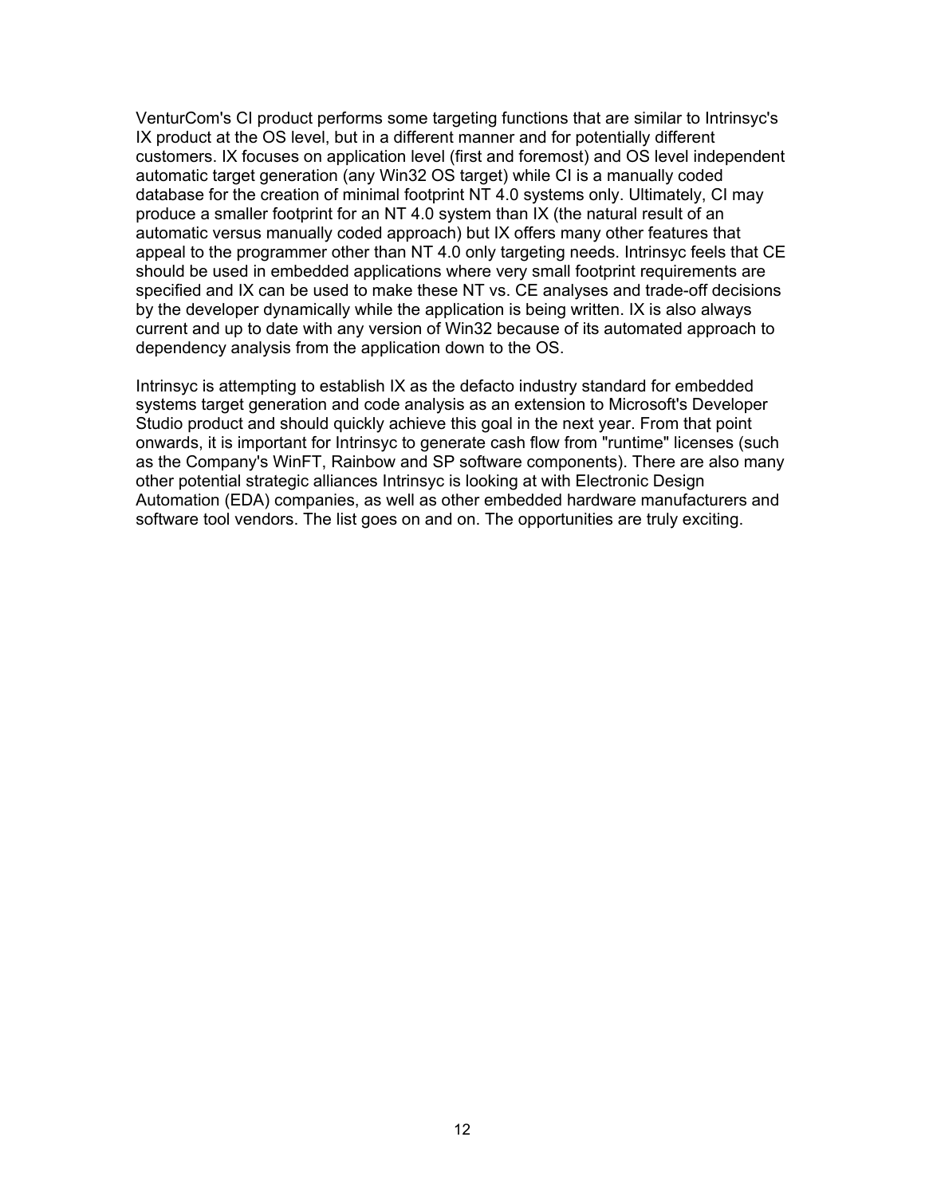VenturCom's CI product performs some targeting functions that are similar to Intrinsyc's IX product at the OS level, but in a different manner and for potentially different customers. IX focuses on application level (first and foremost) and OS level independent automatic target generation (any Win32 OS target) while CI is a manually coded database for the creation of minimal footprint NT 4.0 systems only. Ultimately, CI may produce a smaller footprint for an NT 4.0 system than IX (the natural result of an automatic versus manually coded approach) but IX offers many other features that appeal to the programmer other than NT 4.0 only targeting needs. Intrinsyc feels that CE should be used in embedded applications where very small footprint requirements are specified and IX can be used to make these NT vs. CE analyses and trade-off decisions by the developer dynamically while the application is being written. IX is also always current and up to date with any version of Win32 because of its automated approach to dependency analysis from the application down to the OS.

Intrinsyc is attempting to establish IX as the defacto industry standard for embedded systems target generation and code analysis as an extension to Microsoft's Developer Studio product and should quickly achieve this goal in the next year. From that point onwards, it is important for Intrinsyc to generate cash flow from "runtime" licenses (such as the Company's WinFT, Rainbow and SP software components). There are also many other potential strategic alliances Intrinsyc is looking at with Electronic Design Automation (EDA) companies, as well as other embedded hardware manufacturers and software tool vendors. The list goes on and on. The opportunities are truly exciting.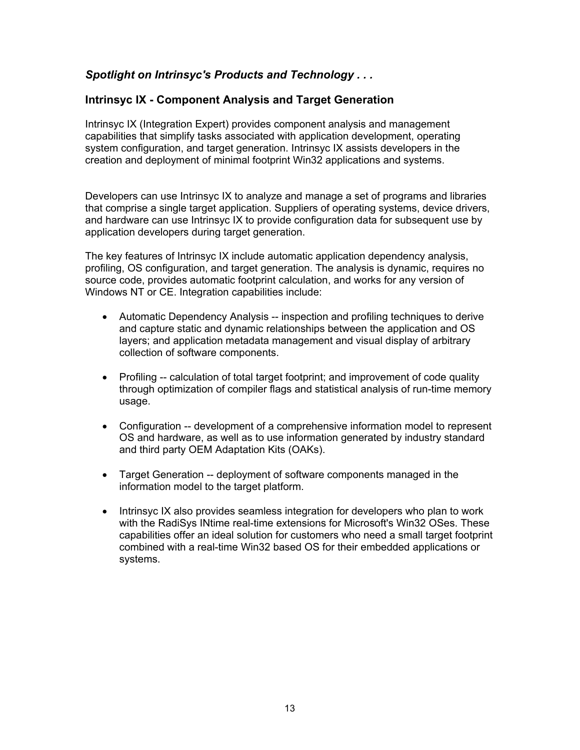## *Spotlight on Intrinsyc's Products and Technology . . .*

### Intrinsyc IX - Component Analysis and Target Generation

Intrinsyc IX (Integration Expert) provides component analysis and management capabilities that simplify tasks associated with application development, operating system configuration, and target generation. Intrinsyc IX assists developers in the creation and deployment of minimal footprint Win32 applications and systems.

Developers can use Intrinsyc IX to analyze and manage a set of programs and libraries that comprise a single target application. Suppliers of operating systems, device drivers, and hardware can use Intrinsyc IX to provide configuration data for subsequent use by application developers during target generation.

The key features of Intrinsyc IX include automatic application dependency analysis, profiling, OS configuration, and target generation. The analysis is dynamic, requires no source code, provides automatic footprint calculation, and works for any version of Windows NT or CE. Integration capabilities include:

- Automatic Dependency Analysis -- inspection and profiling techniques to derive and capture static and dynamic relationships between the application and OS layers; and application metadata management and visual display of arbitrary collection of software components.
- Profiling -- calculation of total target footprint; and improvement of code quality through optimization of compiler flags and statistical analysis of run-time memory usage.
- Configuration -- development of a comprehensive information model to represent OS and hardware, as well as to use information generated by industry standard and third party OEM Adaptation Kits (OAKs).
- Target Generation -- deployment of software components managed in the information model to the target platform.
- Intrinsyc IX also provides seamless integration for developers who plan to work with the RadiSys INtime real-time extensions for Microsoft's Win32 OSes. These capabilities offer an ideal solution for customers who need a small target footprint combined with a real-time Win32 based OS for their embedded applications or systems.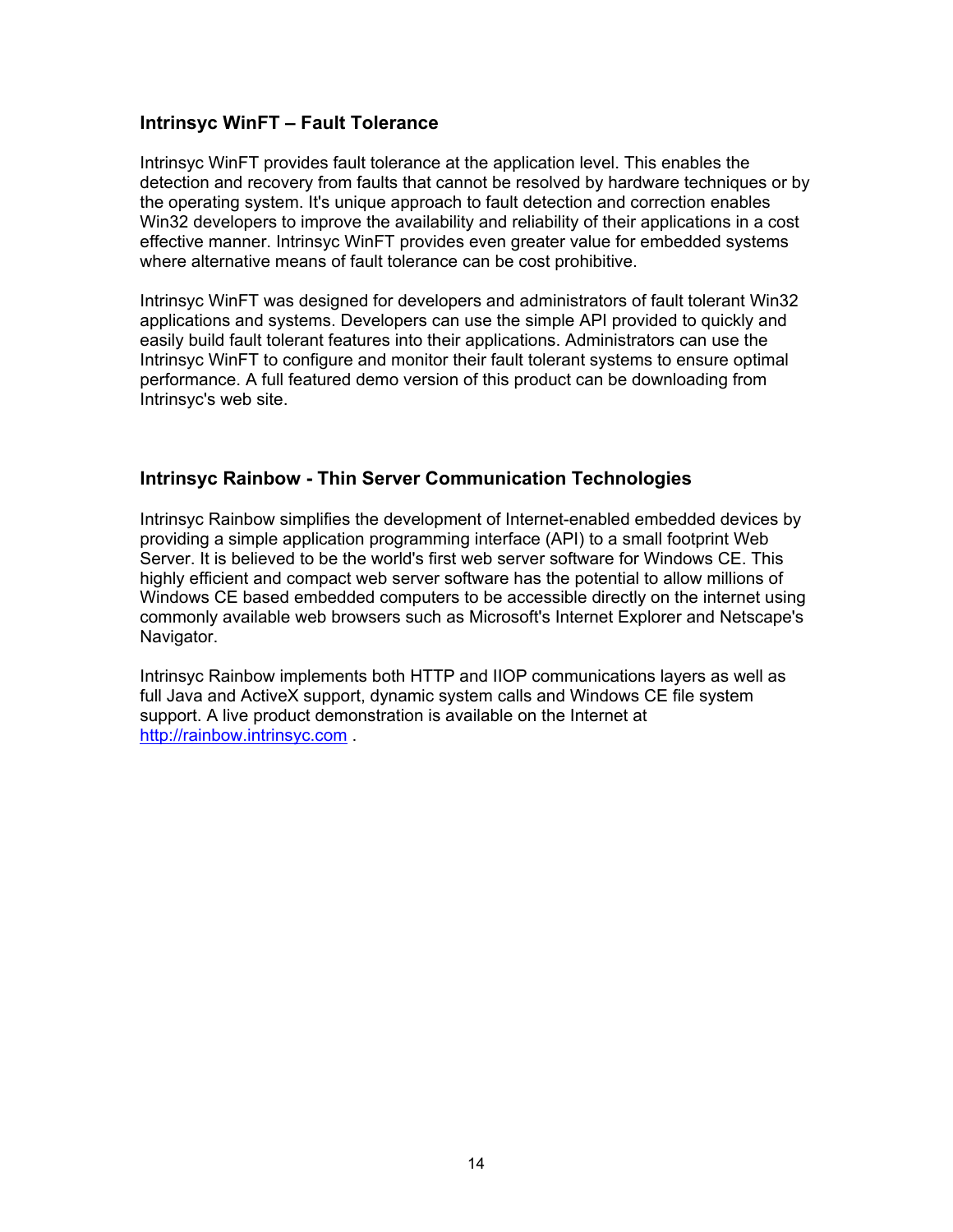## Intrinsyc WinFT – Fault Tolerance

Intrinsyc WinFT provides fault tolerance at the application level. This enables the detection and recovery from faults that cannot be resolved by hardware techniques or by the operating system. It's unique approach to fault detection and correction enables Win32 developers to improve the availability and reliability of their applications in a cost effective manner. Intrinsyc WinFT provides even greater value for embedded systems where alternative means of fault tolerance can be cost prohibitive.

Intrinsyc WinFT was designed for developers and administrators of fault tolerant Win32 applications and systems. Developers can use the simple API provided to quickly and easily build fault tolerant features into their applications. Administrators can use the Intrinsyc WinFT to configure and monitor their fault tolerant systems to ensure optimal performance. A full featured demo version of this product can be downloading from Intrinsyc's web site.

## Intrinsyc Rainbow - Thin Server Communication Technologies

Intrinsyc Rainbow simplifies the development of Internet-enabled embedded devices by providing a simple application programming interface (API) to a small footprint Web Server. It is believed to be the world's first web server software for Windows CE. This highly efficient and compact web server software has the potential to allow millions of Windows CE based embedded computers to be accessible directly on the internet using commonly available web browsers such as Microsoft's Internet Explorer and Netscape's Navigator.

Intrinsyc Rainbow implements both HTTP and IIOP communications layers as well as full Java and ActiveX support, dynamic system calls and Windows CE file system support. A live product demonstration is available on the Internet at [http://rainbow.intrinsyc.com](http://rainbow.intrinsyc.com) .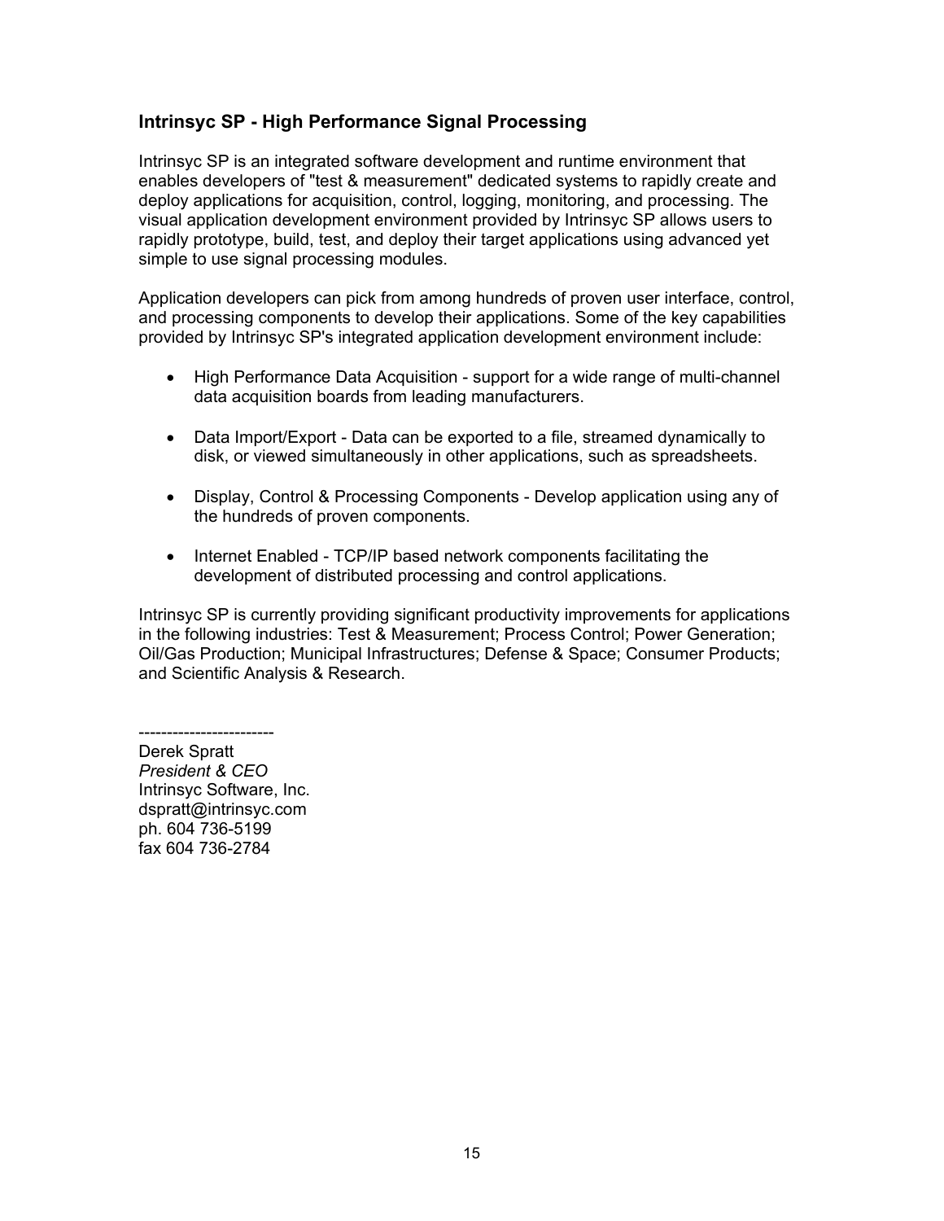## Intrinsyc SP - High Performance Signal Processing

Intrinsyc SP is an integrated software development and runtime environment that enables developers of "test & measurement" dedicated systems to rapidly create and deploy applications for acquisition, control, logging, monitoring, and processing. The visual application development environment provided by Intrinsyc SP allows users to rapidly prototype, build, test, and deploy their target applications using advanced yet simple to use signal processing modules.

Application developers can pick from among hundreds of proven user interface, control, and processing components to develop their applications. Some of the key capabilities provided by Intrinsyc SP's integrated application development environment include:

- High Performance Data Acquisition - support for a wide range of multi-channel data acquisition boards from leading manufacturers.
- Data Import/Export - Data can be exported to a file, streamed dynamically to disk, or viewed simultaneously in other applications, such as spreadsheets.
- Display, Control & Processing Components - Develop application using any of the hundreds of proven components.
- Internet Enabled - TCP/IP based network components facilitating the development of distributed processing and control applications.

Intrinsyc SP is currently providing significant productivity improvements for applications in the following industries: Test & Measurement; Process Control; Power Generation; Oil/Gas Production; Municipal Infrastructures; Defense & Space; Consumer Products; and Scientific Analysis & Research.

------------------------

Derek Spratt  
*President & CEO*  
Intrinsyc Software, Inc.  
dspratt@intrinsyc.com  
ph. 604 736-5199  
fax 604 736-2784